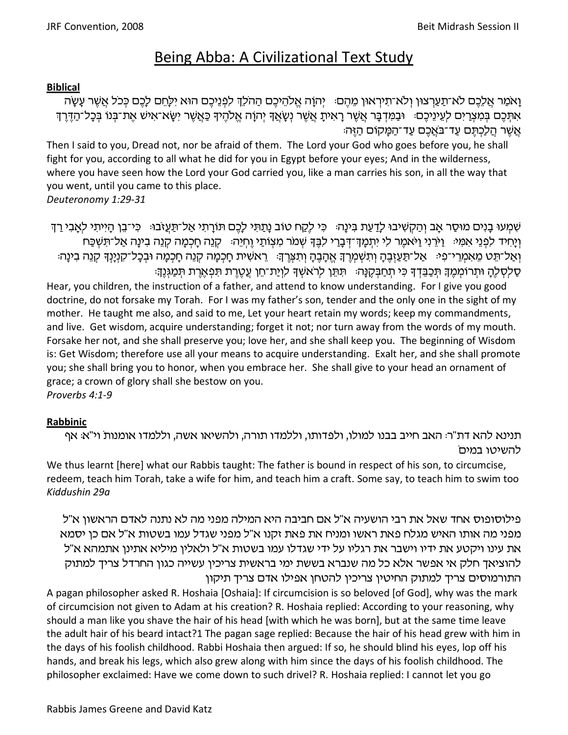# Being Abba: A Civilizational Text Study

**Biblical**

וָאֹמַר אֲלֵכֶם לֹא־תַעַרְצוּן וְלֹא־תִירְאוּן מֵהֶם׃ יְהוָה אֱלֹהֵיכֶם הַהֹלֵךְ לִפְנֵיכֶם הוּא יִלָּחֵם לָכֶם כְּכֹל אֲשֶׁר עָשָׂה אִתְּכֶם בְּמִצְרַיִם לְעֵינֵיכֶם׃ וּבַמִּדְבָּר אֲשֶׁר רָאִיתָ אֲשֶׁר נְשָׂאֲךָ יְהוָה אֱלֹהֶיךָ כַּאֲשֶׁר יִשָּׂא־אִישׁ אֶת־בְּנוֹ בְּכָל־הַדֶּרֶךְ אֲשֶׁר הֲלַכְתֶּם עַד־בֹּאֲכֶם עַד־הַמָּקוֹם הַזֶּה׃

Then I said to you, Dread not, nor be afraid of them. The Lord your God who goes before you, he shall fight for you, according to all what he did for you in Egypt before your eyes; And in the wilderness, where you have seen how the Lord your God carried you, like a man carries his son, in all the way that you went, until you came to this place.
*Deuteronomy 1:29-31*

שִׁמְעוּ בָנִים מוּסַר אָב וְהַקְשִׁיבוּ לָדַעַת בִּינָה׃ כִּי לֶקַח טוֹב נָתַתִּי לָכֶם תּוֹרָתִי אַל־תַּעֲזֹבוּ׃ כִּי־בֵן הָיִיתִי לְאָבִי רַךְ וְיָחִיד לִפְנֵי אִמִּי׃ וַיֹּרֵנִי וַיֹּאמֶר לִי יִתְמָךְ־דְּבָרַי לִבֶּךָ שְׁמֹר מִצְוֹתַי וֶחְיֵה׃ קְנֵה חָכְמָה קְנֵה בִינָה אַל־תִּשְׁכַּח וְאַל־תֵּט מֵאִמְרֵי־פִי׃ אַל־תַּעַזְבֶהָ וְתִשְׁמְרֶךָּ אֱהָבֶהָ וְתִצְּרֶךָּ׃ רֵאשִׁית חָכְמָה קְנֵה חָכְמָה וּבְכָל־קִנְיָנְךָ קְנֵה בִינָה׃ סַלְסְלֶהָ וּתְרוֹמְמֶךָּ תְּכַבֵּדְךָ כִּי תְחַבְּקֶנָּה׃ תִּתֵּן לְרֹאשְׁךָ לִוְיַת־חֵן עֲטֶרֶת תִּפְאֶרֶת תְּמַגְּנֶךָּ׃

Hear, you children, the instruction of a father, and attend to know understanding. For I give you good doctrine, do not forsake my Torah. For I was my father's son, tender and the only one in the sight of my mother. He taught me also, and said to me, Let your heart retain my words; keep my commandments, and live. Get wisdom, acquire understanding; forget it not; nor turn away from the words of my mouth. Forsake her not, and she shall preserve you; love her, and she shall keep you. The beginning of Wisdom is: Get Wisdom; therefore use all your means to acquire understanding. Exalt her, and she shall promote you; she shall bring you to honor, when you embrace her. She shall give to your head an ornament of grace; a crown of glory shall she bestow on you.
*Proverbs 4:1-9*

**Rabbinic**

תנינא להא דת"ר: האב חייב בבנו למולו, ולפדותו, וללמדו תורה, ולהשיאו אשה, וללמדו אומנות. וי"א: אף להשיטו במים.

We thus learnt [here] what our Rabbis taught: The father is bound in respect of his son, to circumcise, redeem, teach him Torah, take a wife for him, and teach him a craft. Some say, to teach him to swim too
*Kiddushin 29a*

פילוסופוס אחד שאל את רבי הושעיה א"ל אם חביבה היא המילה מפני מה לא נתנה לאדם הראשון א"ל מפני מה אותו האיש מגלח פאת ראשו ומניח את פאת זקנו א"ל מפני שגדל עמו בשטות א"ל אם כן יסמא את עינו ויקטע את ידיו וישבר את רגליו על ידי שגדלו עמו בשטות א"ל ולאלין מיליא אתינן אתמהא א"ל להוציאך חלק אי אפשר אלא כל מה שנברא בששת ימי בראשית צריכין עשייה כגון החרדל צריך למתוק התורמוסים צריך למתוק החיטין צריכין להטחן אפילו אדם צריך תיקון

A pagan philosopher asked R. Hoshaia [Oshaia]: If circumcision is so beloved [of God], why was the mark of circumcision not given to Adam at his creation? R. Hoshaia replied: According to your reasoning, why should a man like you shave the hair of his head [with which he was born], but at the same time leave the adult hair of his beard intact?[1] The pagan sage replied: Because the hair of his head grew with him in the days of his foolish childhood. Rabbi Hoshaia then argued: If so, he should blind his eyes, lop off his hands, and break his legs, which also grew along with him since the days of his foolish childhood. The philosopher exclaimed: Have we come down to such drivel? R. Hoshaia replied: I cannot let you go

Rabbis James Greene and David Katz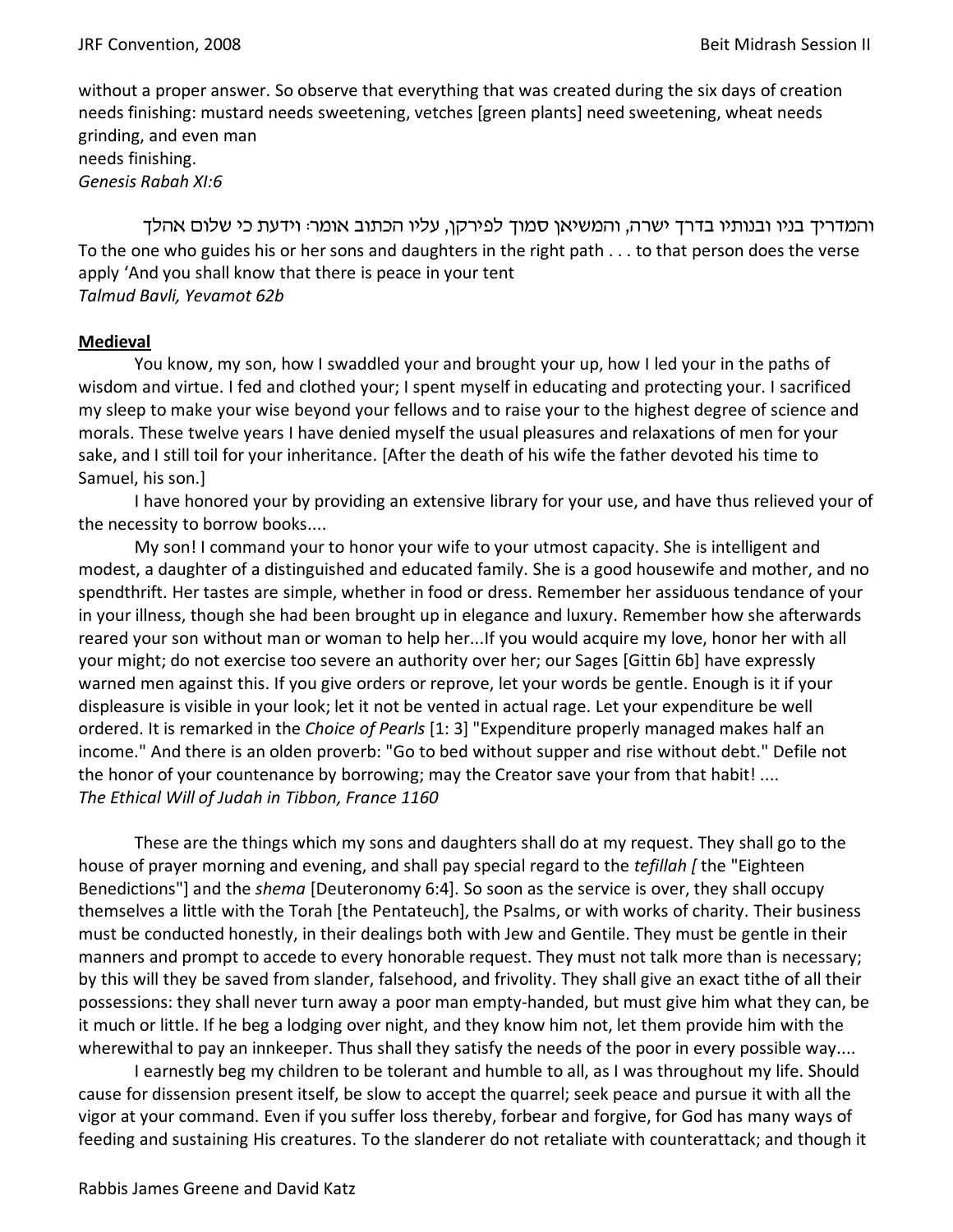without a proper answer. So observe that everything that was created during the six days of creation needs finishing: mustard needs sweetening, vetches [green plants] need sweetening, wheat needs grinding, and even man
needs finishing.
*Genesis Rabah XI:6*

והמדריך בניו ובנותיו בדרך ישרה, והמשיאן סמוך לפירקן, עליו הכתוב אומר׃ וידעת כי שלום אהלך
To the one who guides his or her sons and daughters in the right path . . . to that person does the verse apply 'And you shall know that there is peace in your tent
*Talmud Bavli, Yevamot 62b*

**Medieval**

You know, my son, how I swaddled your and brought your up, how I led your in the paths of wisdom and virtue. I fed and clothed your; I spent myself in educating and protecting your. I sacrificed my sleep to make your wise beyond your fellows and to raise your to the highest degree of science and morals. These twelve years I have denied myself the usual pleasures and relaxations of men for your sake, and I still toil for your inheritance. [After the death of his wife the father devoted his time to Samuel, his son.]

I have honored your by providing an extensive library for your use, and have thus relieved your of the necessity to borrow books....

My son! I command your to honor your wife to your utmost capacity. She is intelligent and modest, a daughter of a distinguished and educated family. She is a good housewife and mother, and no spendthrift. Her tastes are simple, whether in food or dress. Remember her assiduous tendance of your in your illness, though she had been brought up in elegance and luxury. Remember how she afterwards reared your son without man or woman to help her...If you would acquire my love, honor her with all your might; do not exercise too severe an authority over her; our Sages [Gittin 6b] have expressly warned men against this. If you give orders or reprove, let your words be gentle. Enough is it if your displeasure is visible in your look; let it not be vented in actual rage. Let your expenditure be well ordered. It is remarked in the *Choice of Pearls* [1: 3] "Expenditure properly managed makes half an income." And there is an olden proverb: "Go to bed without supper and rise without debt." Defile not the honor of your countenance by borrowing; may the Creator save your from that habit! ....
*The Ethical Will of Judah in Tibbon, France 1160*

These are the things which my sons and daughters shall do at my request. They shall go to the house of prayer morning and evening, and shall pay special regard to the *tefillah [* the "Eighteen Benedictions"] and the *shema* [Deuteronomy 6:4]. So soon as the service is over, they shall occupy themselves a little with the Torah [the Pentateuch], the Psalms, or with works of charity. Their business must be conducted honestly, in their dealings both with Jew and Gentile. They must be gentle in their manners and prompt to accede to every honorable request. They must not talk more than is necessary; by this will they be saved from slander, falsehood, and frivolity. They shall give an exact tithe of all their possessions: they shall never turn away a poor man empty-handed, but must give him what they can, be it much or little. If he beg a lodging over night, and they know him not, let them provide him with the wherewithal to pay an innkeeper. Thus shall they satisfy the needs of the poor in every possible way....

I earnestly beg my children to be tolerant and humble to all, as I was throughout my life. Should cause for dissension present itself, be slow to accept the quarrel; seek peace and pursue it with all the vigor at your command. Even if you suffer loss thereby, forbear and forgive, for God has many ways of feeding and sustaining His creatures. To the slanderer do not retaliate with counterattack; and though it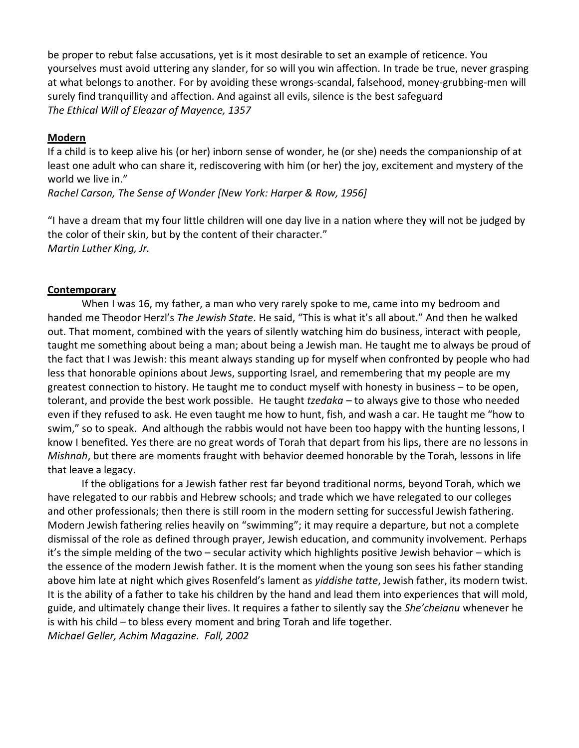be proper to rebut false accusations, yet is it most desirable to set an example of reticence. You yourselves must avoid uttering any slander, for so will you win affection. In trade be true, never grasping at what belongs to another. For by avoiding these wrongs-scandal, falsehood, money-grubbing-men will surely find tranquillity and affection. And against all evils, silence is the best safeguard
*The Ethical Will of Eleazar of Mayence, 1357*

**Modern**

If a child is to keep alive his (or her) inborn sense of wonder, he (or she) needs the companionship of at least one adult who can share it, rediscovering with him (or her) the joy, excitement and mystery of the world we live in."
*Rachel Carson, The Sense of Wonder [New York: Harper & Row, 1956]*

"I have a dream that my four little children will one day live in a nation where they will not be judged by the color of their skin, but by the content of their character."
*Martin Luther King, Jr.*

**Contemporary**

When I was 16, my father, a man who very rarely spoke to me, came into my bedroom and handed me Theodor Herzl's *The Jewish State*. He said, "This is what it's all about." And then he walked out. That moment, combined with the years of silently watching him do business, interact with people, taught me something about being a man; about being a Jewish man. He taught me to always be proud of the fact that I was Jewish: this meant always standing up for myself when confronted by people who had less that honorable opinions about Jews, supporting Israel, and remembering that my people are my greatest connection to history. He taught me to conduct myself with honesty in business – to be open, tolerant, and provide the best work possible. He taught *tzedaka* – to always give to those who needed even if they refused to ask. He even taught me how to hunt, fish, and wash a car. He taught me "how to swim," so to speak. And although the rabbis would not have been too happy with the hunting lessons, I know I benefited. Yes there are no great words of Torah that depart from his lips, there are no lessons in *Mishnah*, but there are moments fraught with behavior deemed honorable by the Torah, lessons in life that leave a legacy.

If the obligations for a Jewish father rest far beyond traditional norms, beyond Torah, which we have relegated to our rabbis and Hebrew schools; and trade which we have relegated to our colleges and other professionals; then there is still room in the modern setting for successful Jewish fathering. Modern Jewish fathering relies heavily on "swimming"; it may require a departure, but not a complete dismissal of the role as defined through prayer, Jewish education, and community involvement. Perhaps it's the simple melding of the two – secular activity which highlights positive Jewish behavior – which is the essence of the modern Jewish father. It is the moment when the young son sees his father standing above him late at night which gives Rosenfeld's lament as *yiddishe tatte*, Jewish father, its modern twist. It is the ability of a father to take his children by the hand and lead them into experiences that will mold, guide, and ultimately change their lives. It requires a father to silently say the *She'cheianu* whenever he is with his child – to bless every moment and bring Torah and life together.
*Michael Geller, Achim Magazine. Fall, 2002*